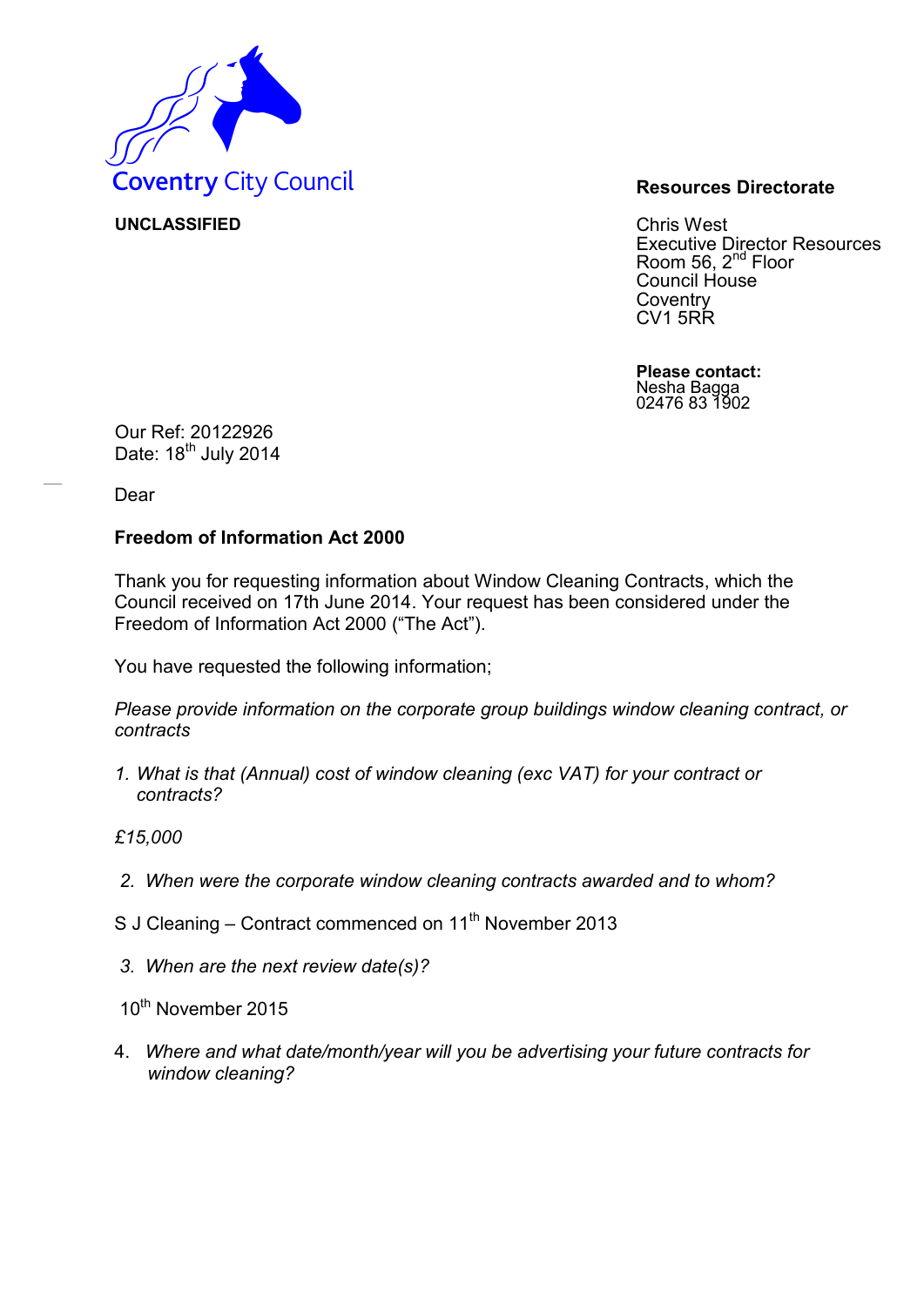Coventry City Council

**UNCLASSIFIED**

**Resources Directorate**

Chris West
Executive Director Resources
Room 56, 2nd Floor
Council House
Coventry
CV1 5RR

**Please contact:**
Nesha Bagga
02476 83 1902

Our Ref: 20122926
Date: 18th July 2014

Dear

**Freedom of Information Act 2000**

Thank you for requesting information about Window Cleaning Contracts, which the Council received on 17th June 2014. Your request has been considered under the Freedom of Information Act 2000 ("The Act").

You have requested the following information;

*Please provide information on the corporate group buildings window cleaning contract, or contracts*

1. *What is that (Annual) cost of window cleaning (exc VAT) for your contract or contracts?*

*£15,000*

2. *When were the corporate window cleaning contracts awarded and to whom?*

S J Cleaning – Contract commenced on 11th November 2013

3. *When are the next review date(s)?*

10th November 2015

4. *Where and what date/month/year will you be advertising your future contracts for window cleaning?*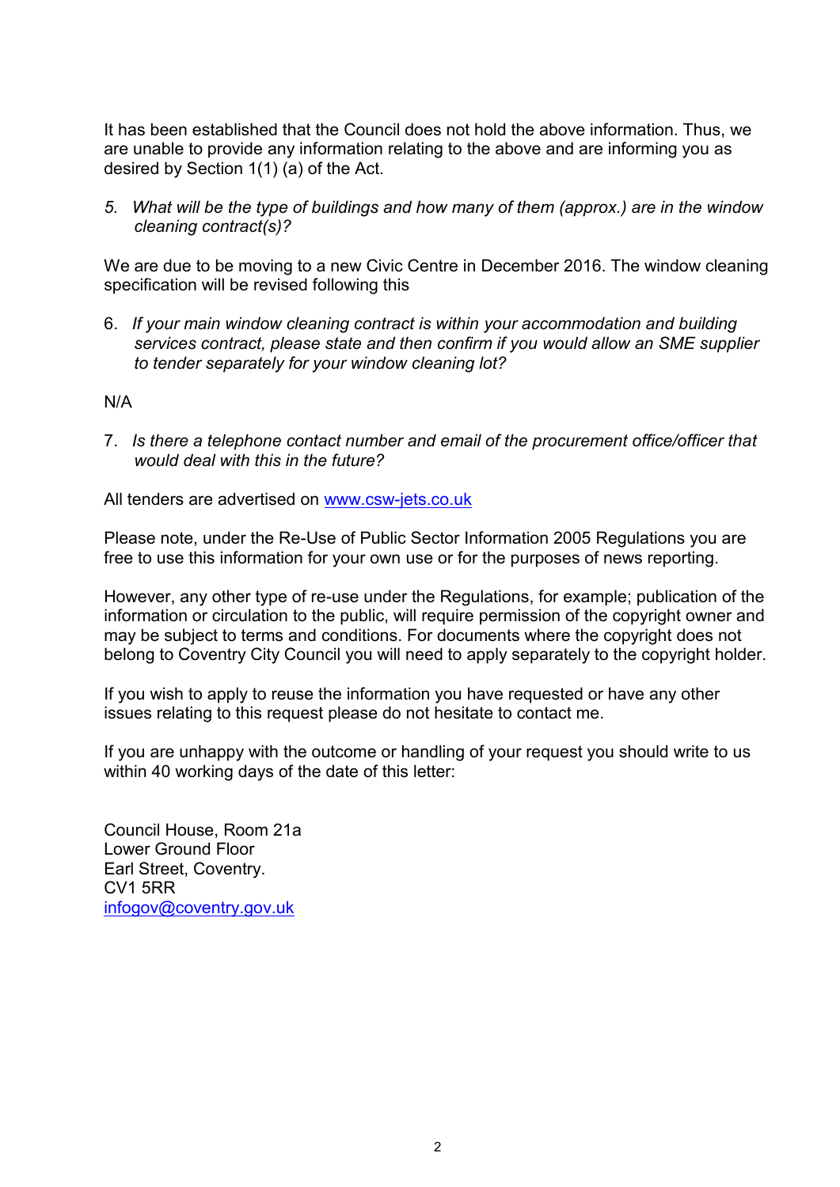It has been established that the Council does not hold the above information. Thus, we are unable to provide any information relating to the above and are informing you as desired by Section 1(1) (a) of the Act.

5. *What will be the type of buildings and how many of them (approx.) are in the window cleaning contract(s)?*

We are due to be moving to a new Civic Centre in December 2016. The window cleaning specification will be revised following this

6. *If your main window cleaning contract is within your accommodation and building services contract, please state and then confirm if you would allow an SME supplier to tender separately for your window cleaning lot?*

N/A

7. *Is there a telephone contact number and email of the procurement office/officer that would deal with this in the future?*

All tenders are advertised on [www.csw-jets.co.uk](www.csw-jets.co.uk)

Please note, under the Re-Use of Public Sector Information 2005 Regulations you are free to use this information for your own use or for the purposes of news reporting.

However, any other type of re-use under the Regulations, for example; publication of the information or circulation to the public, will require permission of the copyright owner and may be subject to terms and conditions. For documents where the copyright does not belong to Coventry City Council you will need to apply separately to the copyright holder.

If you wish to apply to reuse the information you have requested or have any other issues relating to this request please do not hesitate to contact me.

If you are unhappy with the outcome or handling of your request you should write to us within 40 working days of the date of this letter:

Council House, Room 21a
Lower Ground Floor
Earl Street, Coventry.
CV1 5RR
[infogov@coventry.gov.uk](mailto:infogov@coventry.gov.uk)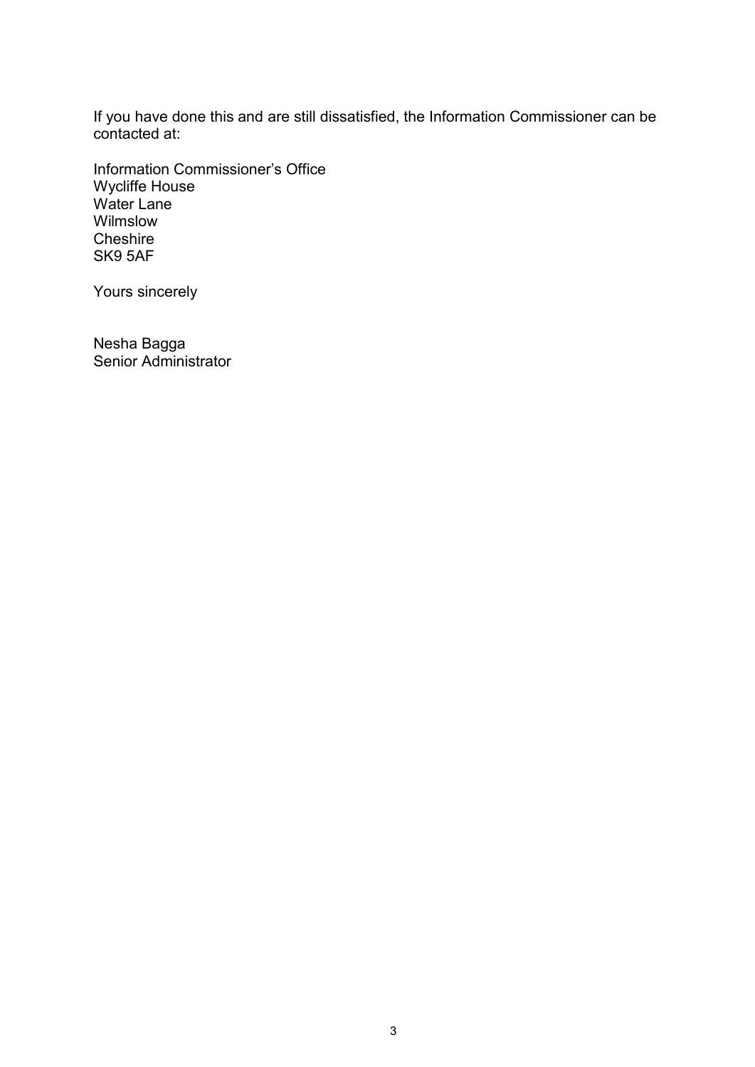If you have done this and are still dissatisfied, the Information Commissioner can be contacted at:

Information Commissioner's Office
Wycliffe House
Water Lane
Wilmslow
Cheshire
SK9 5AF

Yours sincerely

Nesha Bagga
Senior Administrator